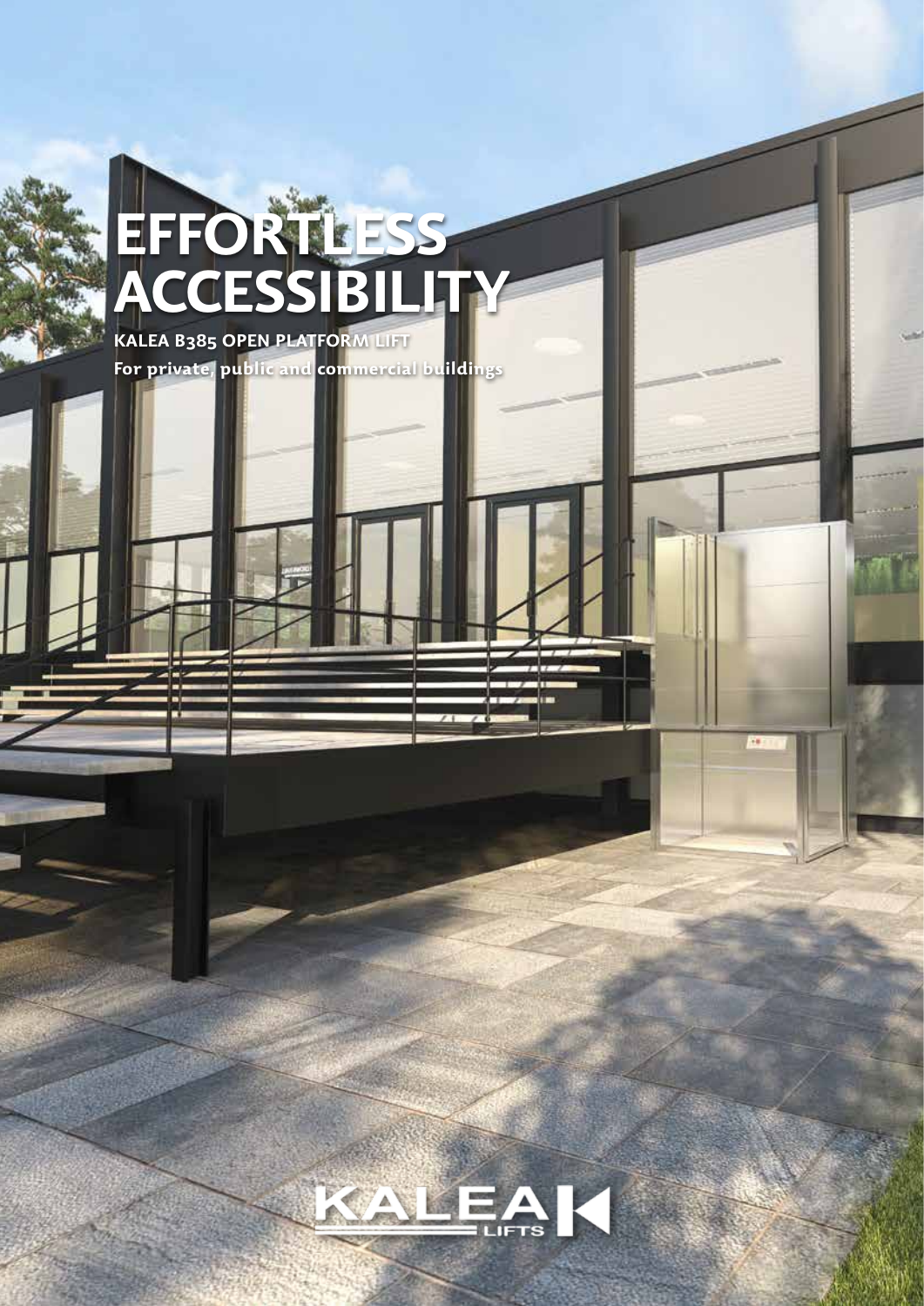# EFFORTLESS ACCESSIBILITY

**KALEA B385 OPEN PLATFORM LIFT**

**For private, public and commercial buildings**

KALEA LIFTS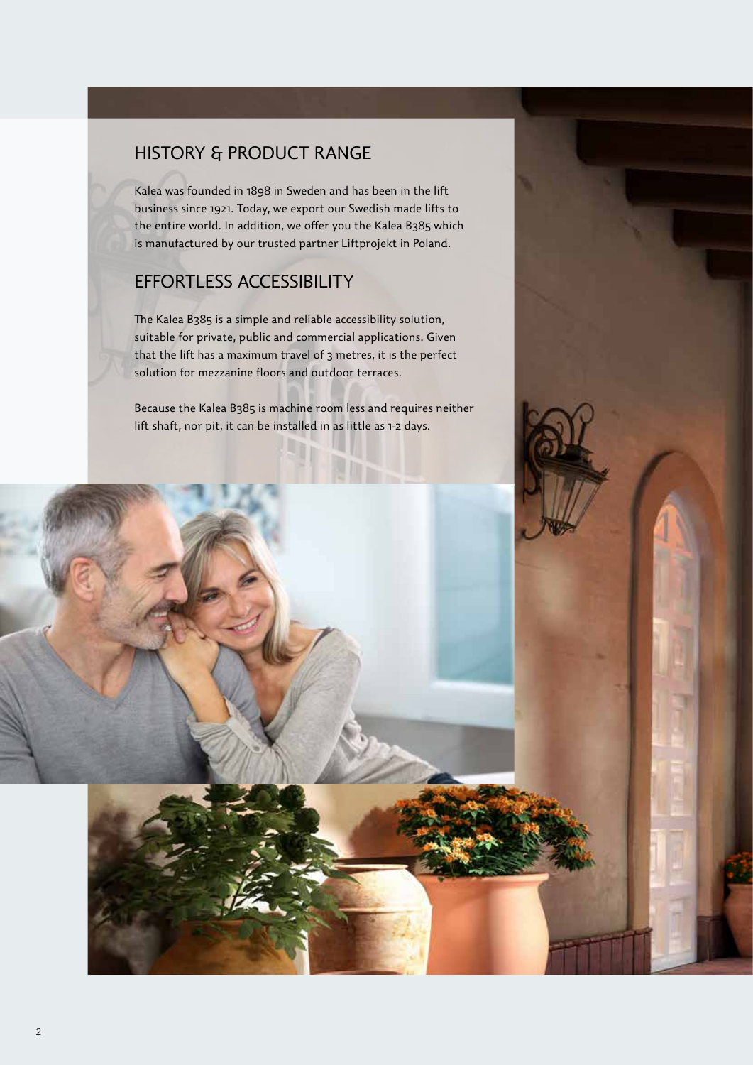## HISTORY & PRODUCT RANGE

Kalea was founded in 1898 in Sweden and has been in the lift business since 1921. Today, we export our Swedish made lifts to the entire world. In addition, we offer you the Kalea B385 which is manufactured by our trusted partner Liftprojekt in Poland.

## EFFORTLESS ACCESSIBILITY

The Kalea B385 is a simple and reliable accessibility solution, suitable for private, public and commercial applications. Given that the lift has a maximum travel of 3 metres, it is the perfect solution for mezzanine floors and outdoor terraces.

Because the Kalea B385 is machine room less and requires neither lift shaft, nor pit, it can be installed in as little as 1-2 days.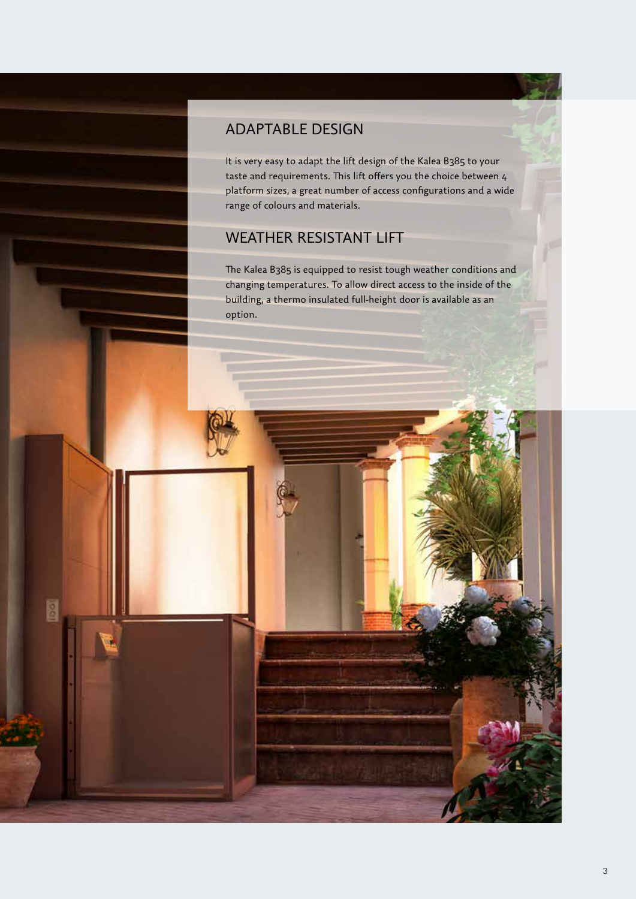## ADAPTABLE DESIGN

It is very easy to adapt the lift design of the Kalea B385 to your taste and requirements. This lift offers you the choice between 4 platform sizes, a great number of access configurations and a wide range of colours and materials.

## WEATHER RESISTANT LIFT

The Kalea B385 is equipped to resist tough weather conditions and changing temperatures. To allow direct access to the inside of the building, a thermo insulated full-height door is available as an option.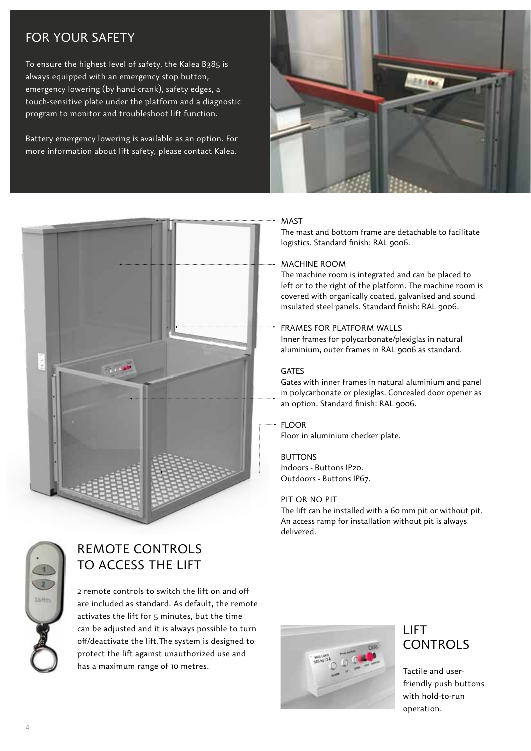## FOR YOUR SAFETY

To ensure the highest level of safety, the Kalea B385 is always equipped with an emergency stop button, emergency lowering (by hand-crank), safety edges, a touch-sensitive plate under the platform and a diagnostic program to monitor and troubleshoot lift function.

Battery emergency lowering is available as an option. For more information about lift safety, please contact Kalea.

MAST
The mast and bottom frame are detachable to facilitate logistics. Standard finish: RAL 9006.

MACHINE ROOM
The machine room is integrated and can be placed to left or to the right of the platform. The machine room is covered with organically coated, galvanised and sound insulated steel panels. Standard finish: RAL 9006.

FRAMES FOR PLATFORM WALLS
Inner frames for polycarbonate/plexiglas in natural aluminium, outer frames in RAL 9006 as standard.

GATES
Gates with inner frames in natural aluminium and panel in polycarbonate or plexiglas. Concealed door opener as an option. Standard finish: RAL 9006.

FLOOR
Floor in aluminium checker plate.

BUTTONS
Indoors - Buttons IP20.
Outdoors - Buttons IP67.

PIT OR NO PIT
The lift can be installed with a 60 mm pit or without pit. An access ramp for installation without pit is always delivered.

## REMOTE CONTROLS TO ACCESS THE LIFT

2 remote controls to switch the lift on and off are included as standard. As default, the remote activates the lift for 5 minutes, but the time can be adjusted and it is always possible to turn off/deactivate the lift.The system is designed to protect the lift against unauthorized use and has a maximum range of 10 metres.

## LIFT CONTROLS

Tactile and user-friendly push buttons with hold-to-run operation.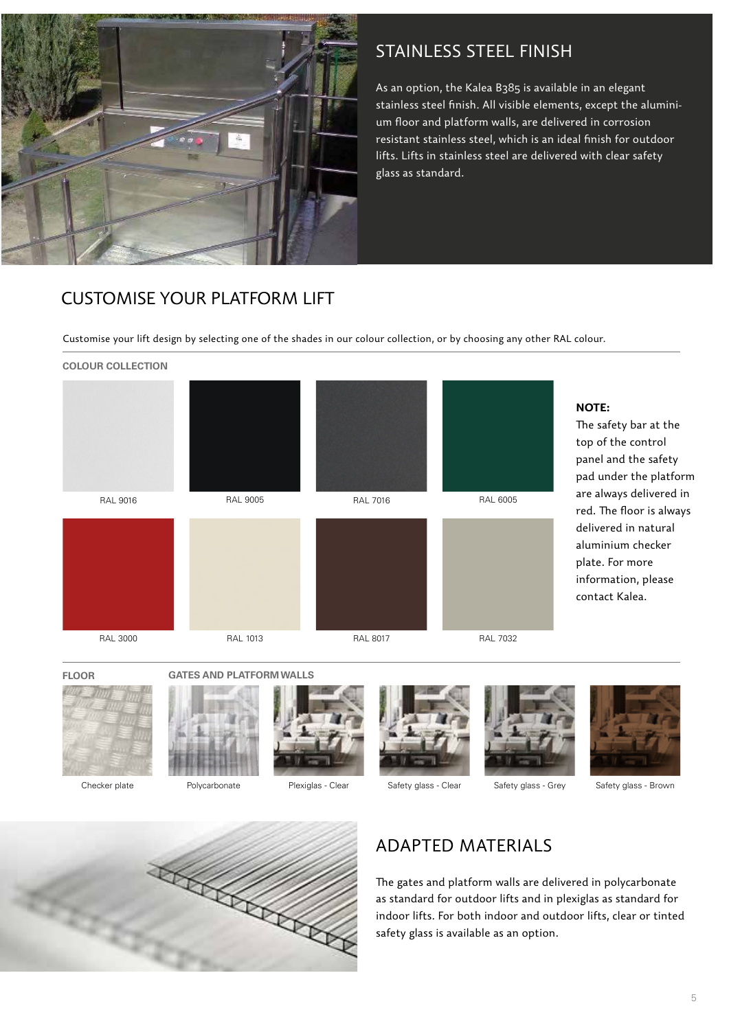## STAINLESS STEEL FINISH

As an option, the Kalea B385 is available in an elegant stainless steel finish. All visible elements, except the aluminium floor and platform walls, are delivered in corrosion resistant stainless steel, which is an ideal finish for outdoor lifts. Lifts in stainless steel are delivered with clear safety glass as standard.

## CUSTOMISE YOUR PLATFORM LIFT

Customise your lift design by selecting one of the shades in our colour collection, or by choosing any other RAL colour.

**COLOUR COLLECTION**

RAL 9016

RAL 9005

RAL 7016

RAL 6005

RAL 3000

RAL 1013

RAL 8017

RAL 7032

**NOTE:**
The safety bar at the top of the control panel and the safety pad under the platform are always delivered in red. The floor is always delivered in natural aluminium checker plate. For more information, please contact Kalea.

**FLOOR**

Checker plate

**GATES AND PLATFORM WALLS**

Polycarbonate

Plexiglas - Clear

Safety glass - Clear

Safety glass - Grey

Safety glass - Brown

## ADAPTED MATERIALS

The gates and platform walls are delivered in polycarbonate as standard for outdoor lifts and in plexiglas as standard for indoor lifts. For both indoor and outdoor lifts, clear or tinted safety glass is available as an option.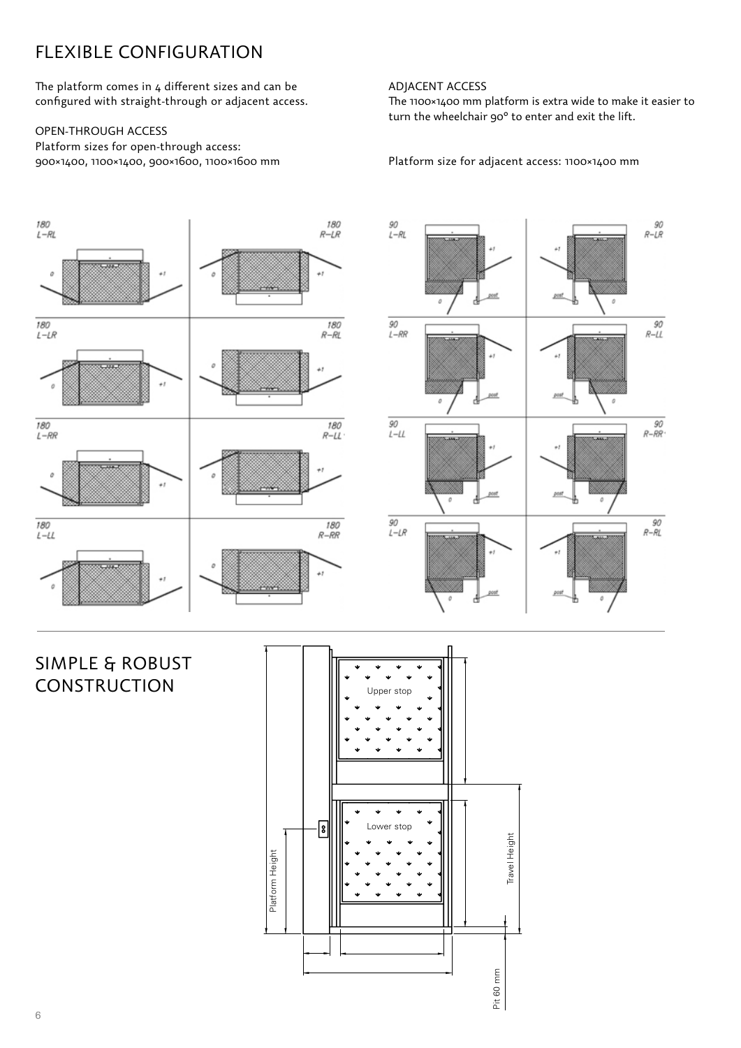# FLEXIBLE CONFIGURATION

The platform comes in 4 different sizes and can be configured with straight-through or adjacent access.

OPEN-THROUGH ACCESS

Platform sizes for open-through access: 900×1400, 1100×1400, 900×1600, 1100×1600 mm

ADJACENT ACCESS

The 1100×1400 mm platform is extra wide to make it easier to turn the wheelchair 90° to enter and exit the lift.

Platform size for adjacent access: 1100×1400 mm

# SIMPLE & ROBUST CONSTRUCTION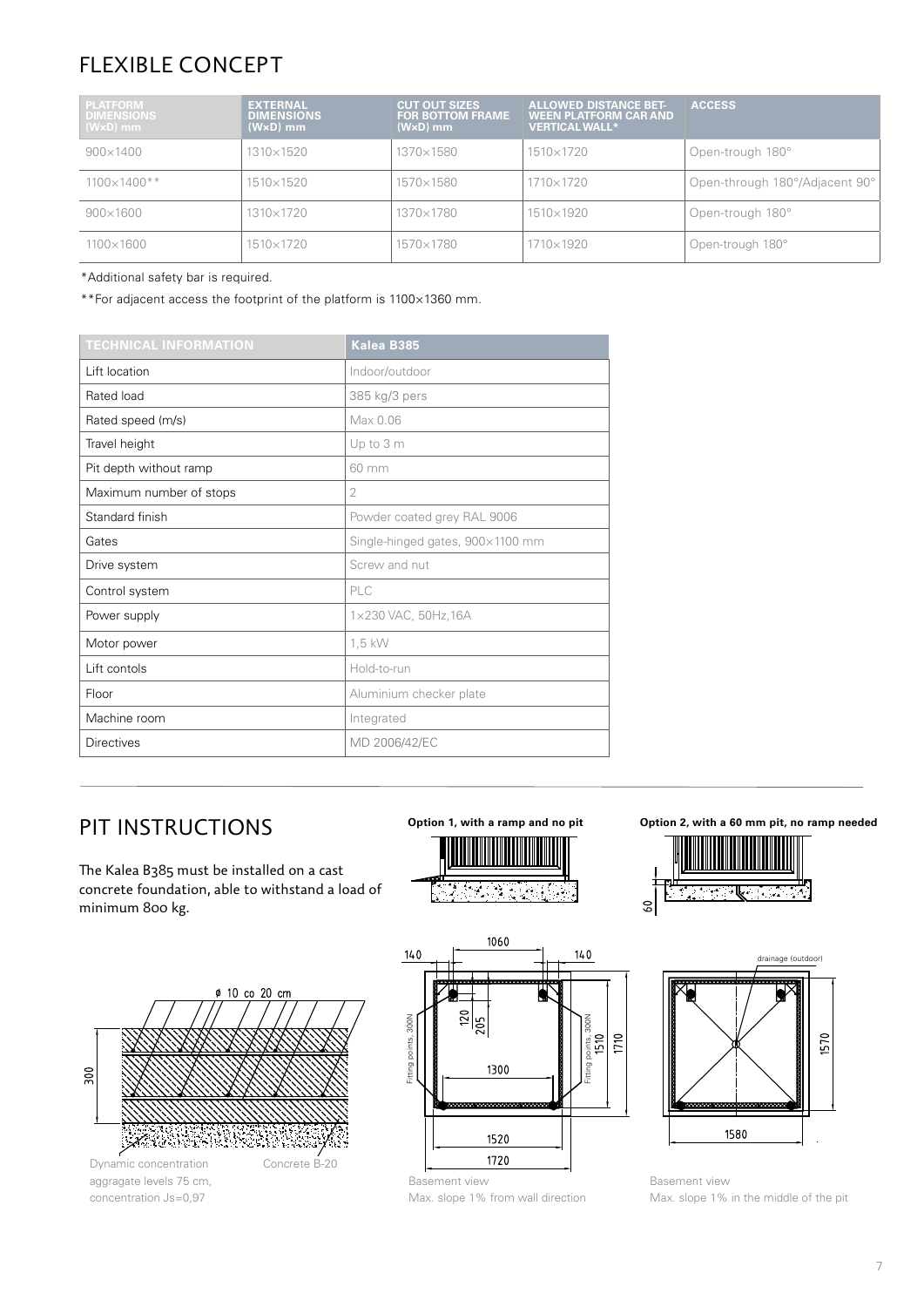## FLEXIBLE CONCEPT

| PLATFORM DIMENSIONS (W×D) mm | EXTERNAL DIMENSIONS (W×D) mm | CUT OUT SIZES FOR BOTTOM FRAME (W×D) mm | ALLOWED DISTANCE BETWEEN PLATFORM CAR AND VERTICAL WALL* | ACCESS |
|---|---|---|---|---|
| 900×1400 | 1310×1520 | 1370×1580 | 1510×1720 | Open-trough 180° |
| 1100×1400** | 1510×1520 | 1570×1580 | 1710×1720 | Open-through 180°/Adjacent 90° |
| 900×1600 | 1310×1720 | 1370×1780 | 1510×1920 | Open-trough 180° |
| 1100×1600 | 1510×1720 | 1570×1780 | 1710×1920 | Open-trough 180° |

*Additional safety bar is required.

**For adjacent access the footprint of the platform is 1100×1360 mm.

| TECHNICAL INFORMATION | Kalea B385 |
|---|---|
| Lift location | Indoor/outdoor |
| Rated load | 385 kg/3 pers |
| Rated speed (m/s) | Max 0.06 |
| Travel height | Up to 3 m |
| Pit depth without ramp | 60 mm |
| Maximum number of stops | 2 |
| Standard finish | Powder coated grey RAL 9006 |
| Gates | Single-hinged gates, 900×1100 mm |
| Drive system | Screw and nut |
| Control system | PLC |
| Power supply | 1×230 VAC, 50Hz,16A |
| Motor power | 1,5 kW |
| Lift contols | Hold-to-run |
| Floor | Aluminium checker plate |
| Machine room | Integrated |
| Directives | MD 2006/42/EC |

## PIT INSTRUCTIONS

The Kalea B385 must be installed on a cast concrete foundation, able to withstand a load of minimum 800 kg.

Option 1, with a ramp and no pit

Option 2, with a 60 mm pit, no ramp needed

ø 10 co 20 cm

300

Dynamic concentration aggragate levels 75 cm, concentration Js=0,97

Concrete B-20

1060 · 140 · 140 · 120 · 205 · 1300 · 1510 · 1710 · 1520 · 1720 · Fitting points, 300N

Basement view
Max. slope 1% from wall direction

drainage (outdoor) · 1570 · 1580

Basement view
Max. slope 1% in the middle of the pit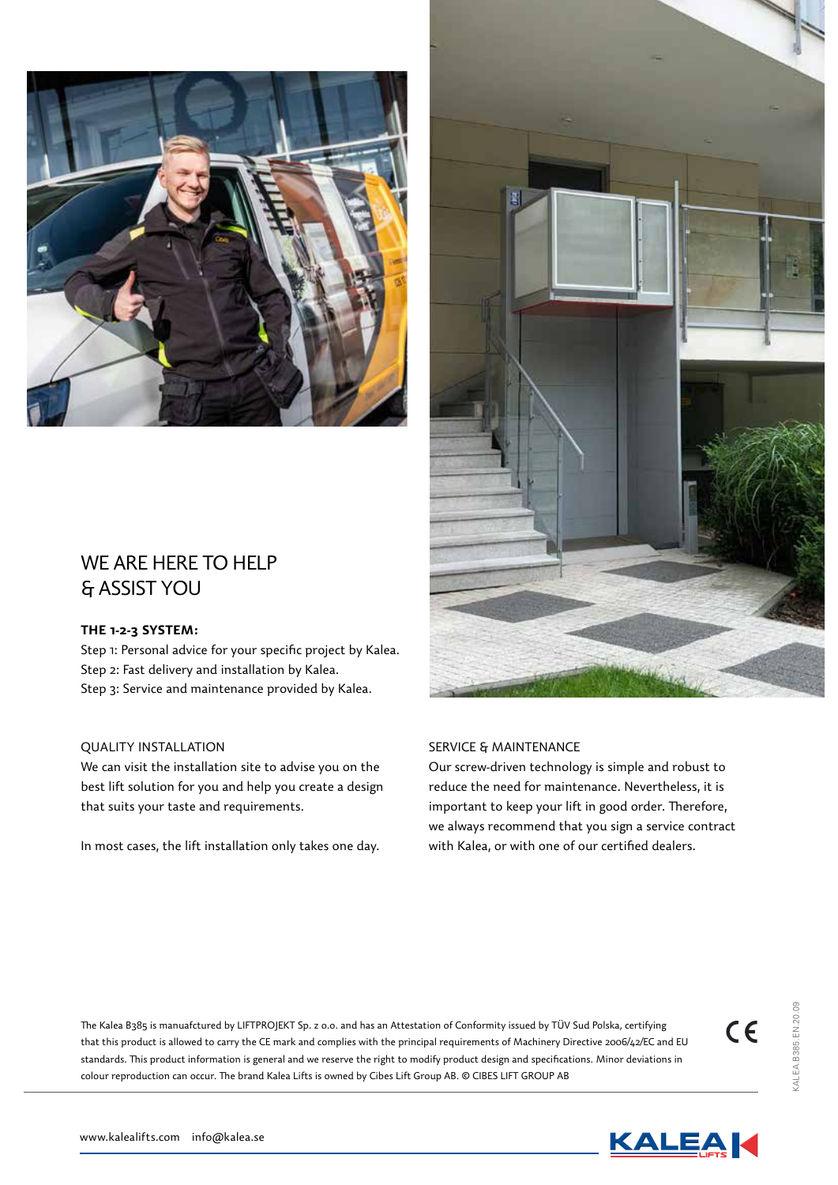## WE ARE HERE TO HELP & ASSIST YOU

**THE 1-2-3 SYSTEM:**

Step 1: Personal advice for your specific project by Kalea.
Step 2: Fast delivery and installation by Kalea.
Step 3: Service and maintenance provided by Kalea.

### QUALITY INSTALLATION

We can visit the installation site to advise you on the best lift solution for you and help you create a design that suits your taste and requirements.

In most cases, the lift installation only takes one day.

### SERVICE & MAINTENANCE

Our screw-driven technology is simple and robust to reduce the need for maintenance. Nevertheless, it is important to keep your lift in good order. Therefore, we always recommend that you sign a service contract with Kalea, or with one of our certified dealers.

The Kalea B385 is manuafctured by LIFTPROJEKT Sp. z o.o. and has an Attestation of Conformity issued by TÜV Sud Polska, certifying that this product is allowed to carry the CE mark and complies with the principal requirements of Machinery Directive 2006/42/EC and EU standards. This product information is general and we reserve the right to modify product design and specifications. Minor deviations in colour reproduction can occur. The brand Kalea Lifts is owned by Cibes Lift Group AB. © CIBES LIFT GROUP AB

CE

KALEA B385 EN 20.09

www.kalealifts.com info@kalea.se

KALEA LIFTS